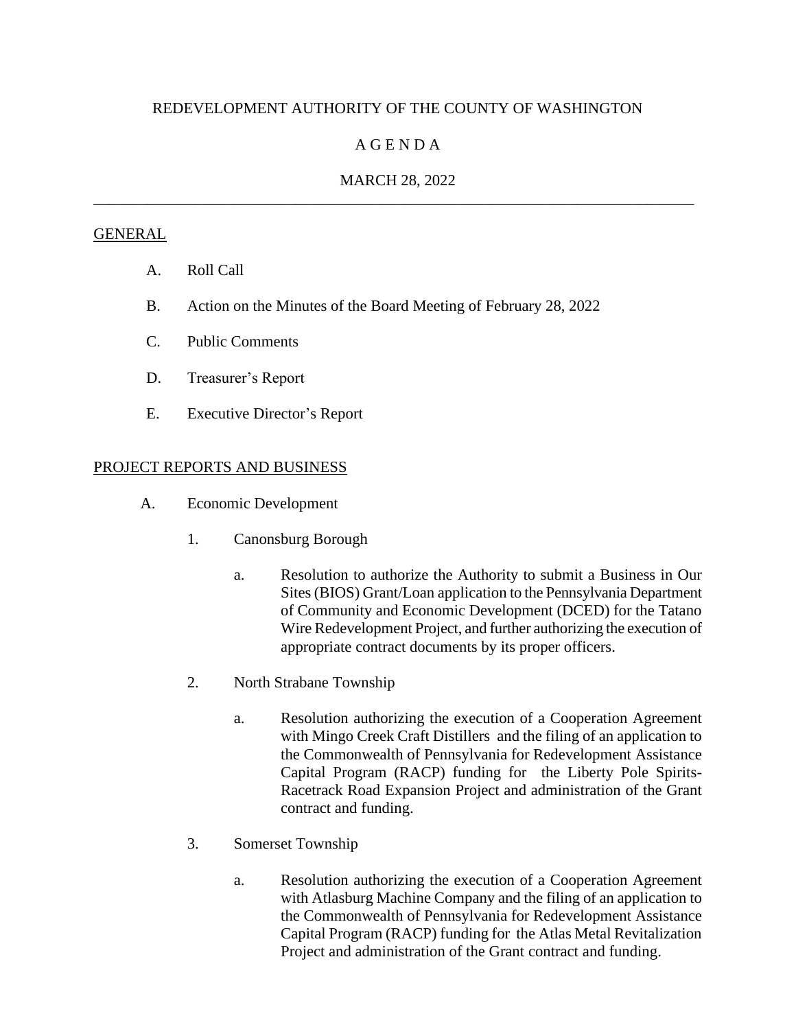REDEVELOPMENT AUTHORITY OF THE COUNTY OF WASHINGTON

A G E N D A

MARCH 28, 2022

---

GENERAL

A. Roll Call

B. Action on the Minutes of the Board Meeting of February 28, 2022

C. Public Comments

D. Treasurer's Report

E. Executive Director's Report

PROJECT REPORTS AND BUSINESS

A. Economic Development

1. Canonsburg Borough

   a. Resolution to authorize the Authority to submit a Business in Our Sites (BIOS) Grant/Loan application to the Pennsylvania Department of Community and Economic Development (DCED) for the Tatano Wire Redevelopment Project, and further authorizing the execution of appropriate contract documents by its proper officers.

2. North Strabane Township

   a. Resolution authorizing the execution of a Cooperation Agreement with Mingo Creek Craft Distillers and the filing of an application to the Commonwealth of Pennsylvania for Redevelopment Assistance Capital Program (RACP) funding for the Liberty Pole Spirits-Racetrack Road Expansion Project and administration of the Grant contract and funding.

3. Somerset Township

   a. Resolution authorizing the execution of a Cooperation Agreement with Atlasburg Machine Company and the filing of an application to the Commonwealth of Pennsylvania for Redevelopment Assistance Capital Program (RACP) funding for the Atlas Metal Revitalization Project and administration of the Grant contract and funding.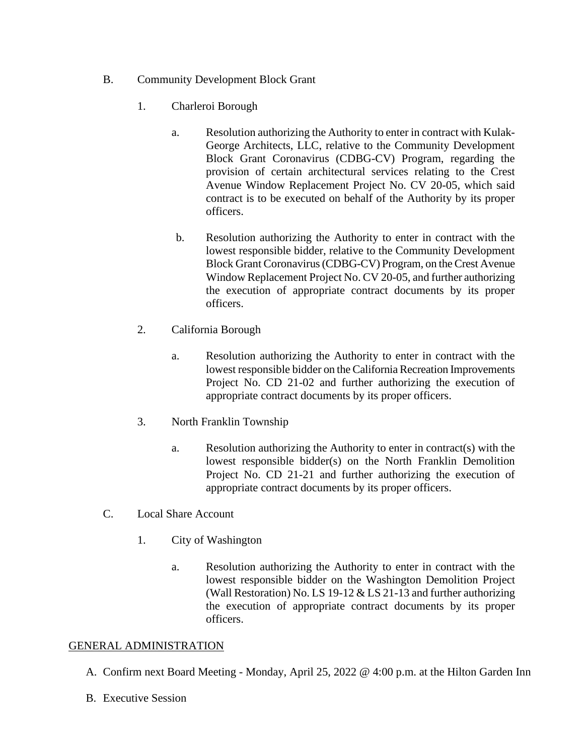B. Community Development Block Grant

1. Charleroi Borough

   a. Resolution authorizing the Authority to enter in contract with Kulak-George Architects, LLC, relative to the Community Development Block Grant Coronavirus (CDBG-CV) Program, regarding the provision of certain architectural services relating to the Crest Avenue Window Replacement Project No. CV 20-05, which said contract is to be executed on behalf of the Authority by its proper officers.

   b. Resolution authorizing the Authority to enter in contract with the lowest responsible bidder, relative to the Community Development Block Grant Coronavirus (CDBG-CV) Program, on the Crest Avenue Window Replacement Project No. CV 20-05, and further authorizing the execution of appropriate contract documents by its proper officers.

2. California Borough

   a. Resolution authorizing the Authority to enter in contract with the lowest responsible bidder on the California Recreation Improvements Project No. CD 21-02 and further authorizing the execution of appropriate contract documents by its proper officers.

3. North Franklin Township

   a. Resolution authorizing the Authority to enter in contract(s) with the lowest responsible bidder(s) on the North Franklin Demolition Project No. CD 21-21 and further authorizing the execution of appropriate contract documents by its proper officers.

C. Local Share Account

1. City of Washington

   a. Resolution authorizing the Authority to enter in contract with the lowest responsible bidder on the Washington Demolition Project (Wall Restoration) No. LS 19-12 & LS 21-13 and further authorizing the execution of appropriate contract documents by its proper officers.

<u>GENERAL ADMINISTRATION</u>

A. Confirm next Board Meeting - Monday, April 25, 2022 @ 4:00 p.m. at the Hilton Garden Inn

B. Executive Session